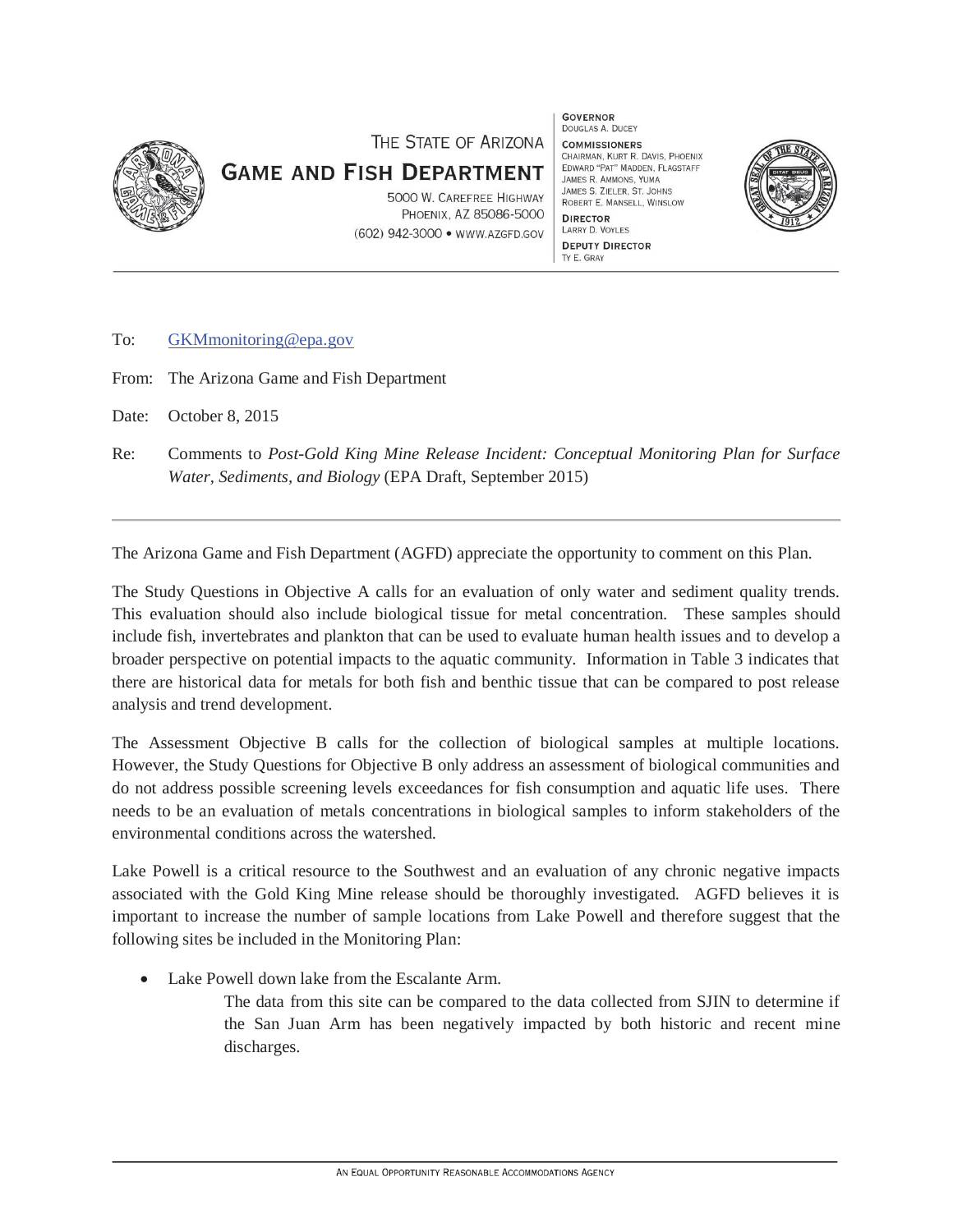THE STATE OF ARIZONA
**GAME AND FISH DEPARTMENT**

5000 W. CAREFREE HIGHWAY
PHOENIX, AZ 85086-5000
(602) 942-3000 • WWW.AZGFD.GOV

**GOVERNOR**
DOUGLAS A. DUCEY

**COMMISSIONERS**
CHAIRMAN, KURT R. DAVIS, PHOENIX
EDWARD "PAT" MADDEN, FLAGSTAFF
JAMES R. AMMONS, YUMA
JAMES S. ZIELER, ST. JOHNS
ROBERT E. MANSELL, WINSLOW

**DIRECTOR**
LARRY D. VOYLES

**DEPUTY DIRECTOR**
TY E. GRAY

---

To: GKMmonitoring@epa.gov

From: The Arizona Game and Fish Department

Date: October 8, 2015

Re: Comments to *Post-Gold King Mine Release Incident: Conceptual Monitoring Plan for Surface Water, Sediments, and Biology* (EPA Draft, September 2015)

---

The Arizona Game and Fish Department (AGFD) appreciate the opportunity to comment on this Plan.

The Study Questions in Objective A calls for an evaluation of only water and sediment quality trends. This evaluation should also include biological tissue for metal concentration. These samples should include fish, invertebrates and plankton that can be used to evaluate human health issues and to develop a broader perspective on potential impacts to the aquatic community. Information in Table 3 indicates that there are historical data for metals for both fish and benthic tissue that can be compared to post release analysis and trend development.

The Assessment Objective B calls for the collection of biological samples at multiple locations. However, the Study Questions for Objective B only address an assessment of biological communities and do not address possible screening levels exceedances for fish consumption and aquatic life uses. There needs to be an evaluation of metals concentrations in biological samples to inform stakeholders of the environmental conditions across the watershed.

Lake Powell is a critical resource to the Southwest and an evaluation of any chronic negative impacts associated with the Gold King Mine release should be thoroughly investigated. AGFD believes it is important to increase the number of sample locations from Lake Powell and therefore suggest that the following sites be included in the Monitoring Plan:

- Lake Powell down lake from the Escalante Arm.
  The data from this site can be compared to the data collected from SJIN to determine if the San Juan Arm has been negatively impacted by both historic and recent mine discharges.

AN EQUAL OPPORTUNITY REASONABLE ACCOMMODATIONS AGENCY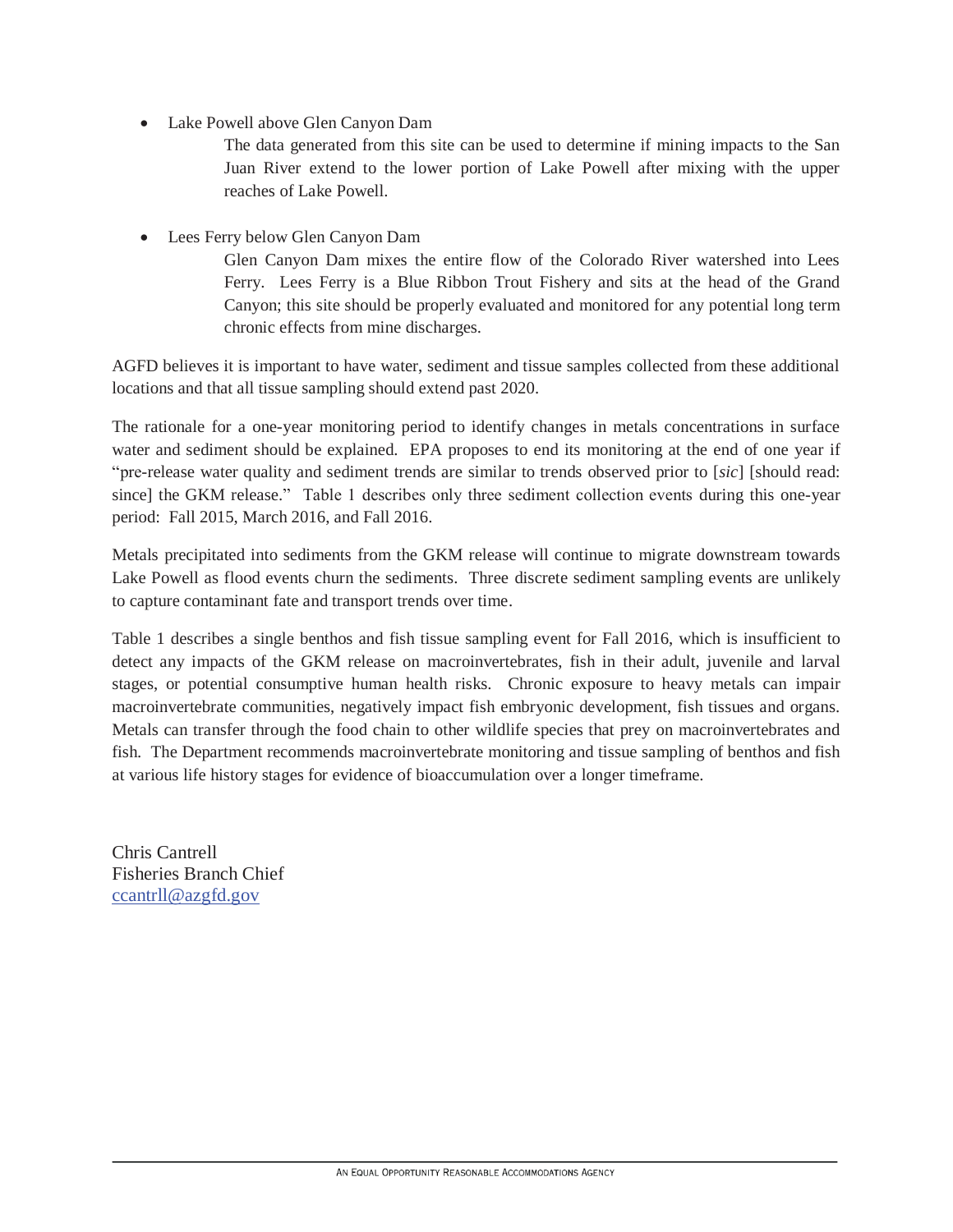- Lake Powell above Glen Canyon Dam

  The data generated from this site can be used to determine if mining impacts to the San Juan River extend to the lower portion of Lake Powell after mixing with the upper reaches of Lake Powell.

- Lees Ferry below Glen Canyon Dam

  Glen Canyon Dam mixes the entire flow of the Colorado River watershed into Lees Ferry. Lees Ferry is a Blue Ribbon Trout Fishery and sits at the head of the Grand Canyon; this site should be properly evaluated and monitored for any potential long term chronic effects from mine discharges.

AGFD believes it is important to have water, sediment and tissue samples collected from these additional locations and that all tissue sampling should extend past 2020.

The rationale for a one-year monitoring period to identify changes in metals concentrations in surface water and sediment should be explained. EPA proposes to end its monitoring at the end of one year if "pre-release water quality and sediment trends are similar to trends observed prior to [*sic*] [should read: since] the GKM release." Table 1 describes only three sediment collection events during this one-year period: Fall 2015, March 2016, and Fall 2016.

Metals precipitated into sediments from the GKM release will continue to migrate downstream towards Lake Powell as flood events churn the sediments. Three discrete sediment sampling events are unlikely to capture contaminant fate and transport trends over time.

Table 1 describes a single benthos and fish tissue sampling event for Fall 2016, which is insufficient to detect any impacts of the GKM release on macroinvertebrates, fish in their adult, juvenile and larval stages, or potential consumptive human health risks. Chronic exposure to heavy metals can impair macroinvertebrate communities, negatively impact fish embryonic development, fish tissues and organs. Metals can transfer through the food chain to other wildlife species that prey on macroinvertebrates and fish. The Department recommends macroinvertebrate monitoring and tissue sampling of benthos and fish at various life history stages for evidence of bioaccumulation over a longer timeframe.

Chris Cantrell
Fisheries Branch Chief
ccantrll@azgfd.gov